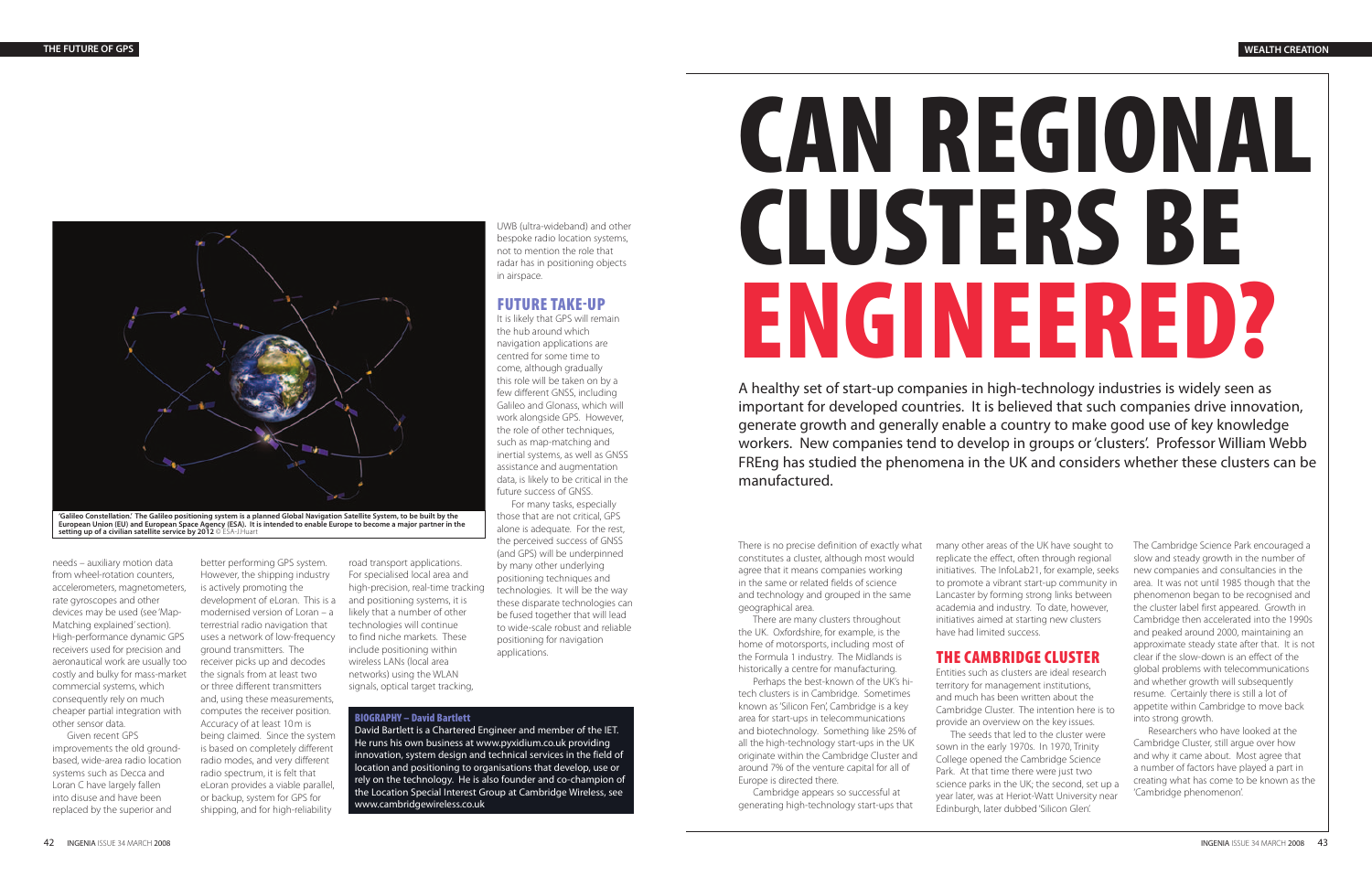needs – auxiliary motion data from wheel-rotation counters, accelerometers, magnetometers, rate gyroscopes and other devices may be used (see 'Map-Matching explained' section). High-performance dynamic GPS receivers used for precision and aeronautical work are usually too costly and bulky for mass-market commercial systems, which consequently rely on much cheaper partial integration with other sensor data.

Given recent GPS improvements the old ground-based, wide-area radio location systems such as Decca and Loran C have largely fallen into disuse and have been replaced by the superior and better performing GPS system. However, the shipping industry is actively promoting the development of eLoran. This is a modernised version of Loran – a terrestrial radio navigation that uses a network of low-frequency ground transmitters. The receiver picks up and decodes the signals from at least two or three different transmitters and, using these measurements, computes the receiver position. Accuracy of at least 10 m is being claimed. Since the system is based on completely different radio modes, and very different radio spectrum, it is felt that eLoran provides a viable parallel, or backup, system for GPS for shipping, and for high-reliability road transport applications. For specialised local area and high-precision, real-time tracking and positioning systems, it is likely that a number of other technologies will continue to find niche markets. These include positioning within wireless LANs (local area networks) using the WLAN signals, optical target tracking, UWB (ultra-wideband) and other bespoke radio location systems, not to mention the role that radar has in positioning objects in airspace.

**'Galileo Constellation.' The Galileo positioning system is a planned Global Navigation Satellite System, to be built by the European Union (EU) and European Space Agency (ESA). It is intended to enable Europe to become a major partner in the setting up of a civilian satellite service by 2012** © ESA-J.Huart

## FUTURE TAKE-UP

It is likely that GPS will remain the hub around which navigation applications are centred for some time to come, although gradually this role will be taken on by a few different GNSS, including Galileo and Glonass, which will work alongside GPS. However, the role of other techniques, such as map-matching and inertial systems, as well as GNSS assistance and augmentation data, is likely to be critical in the future success of GNSS.

For many tasks, especially those that are not critical, GPS alone is adequate. For the rest, the perceived success of GNSS (and GPS) will be underpinned by many other underlying positioning techniques and technologies. It will be the way these disparate technologies can be fused together that will lead to wide-scale robust and reliable positioning for navigation applications.

### BIOGRAPHY – David Bartlett

David Bartlett is a Chartered Engineer and member of the IET. He runs his own business at www.pyxidium.co.uk providing innovation, system design and technical services in the field of location and positioning to organisations that develop, use or rely on the technology. He is also founder and co-champion of the Location Special Interest Group at Cambridge Wireless, see www.cambridgewireless.co.uk

# CAN REGIONAL CLUSTERS BE ENGINEERED?

A healthy set of start-up companies in high-technology industries is widely seen as important for developed countries. It is believed that such companies drive innovation, generate growth and generally enable a country to make good use of key knowledge workers. New companies tend to develop in groups or 'clusters'. Professor William Webb FREng has studied the phenomena in the UK and considers whether these clusters can be manufactured.

There is no precise definition of exactly what constitutes a cluster, although most would agree that it means companies working in the same or related fields of science and technology and grouped in the same geographical area.

There are many clusters throughout the UK. Oxfordshire, for example, is the home of motorsports, including most of the Formula 1 industry. The Midlands is historically a centre for manufacturing.

Perhaps the best-known of the UK's hi-tech clusters is in Cambridge. Sometimes known as 'Silicon Fen', Cambridge is a key area for start-ups in telecommunications and biotechnology. Something like 25% of all the high-technology start-ups in the UK originate within the Cambridge Cluster and around 7% of the venture capital for all of Europe is directed there.

Cambridge appears so successful at generating high-technology start-ups that many other areas of the UK have sought to replicate the effect, often through regional initiatives. The InfoLab21, for example, seeks to promote a vibrant start-up community in Lancaster by forming strong links between academia and industry. To date, however, initiatives aimed at starting new clusters have had limited success.

## THE CAMBRIDGE CLUSTER

Entities such as clusters are ideal research territory for management institutions, and much has been written about the Cambridge Cluster. The intention here is to provide an overview on the key issues.

The seeds that led to the cluster were sown in the early 1970s. In 1970, Trinity College opened the Cambridge Science Park. At that time there were just two science parks in the UK; the second, set up a year later, was at Heriot-Watt University near Edinburgh, later dubbed 'Silicon Glen'.

The Cambridge Science Park encouraged a slow and steady growth in the number of new companies and consultancies in the area. It was not until 1985 though that the phenomenon began to be recognised and the cluster label first appeared. Growth in Cambridge then accelerated into the 1990s and peaked around 2000, maintaining an approximate steady state after that. It is not clear if the slow-down is an effect of the global problems with telecommunications and whether growth will subsequently resume. Certainly there is still a lot of appetite within Cambridge to move back into strong growth.

Researchers who have looked at the Cambridge Cluster, still argue over how and why it came about. Most agree that a number of factors have played a part in creating what has come to be known as the 'Cambridge phenomenon'.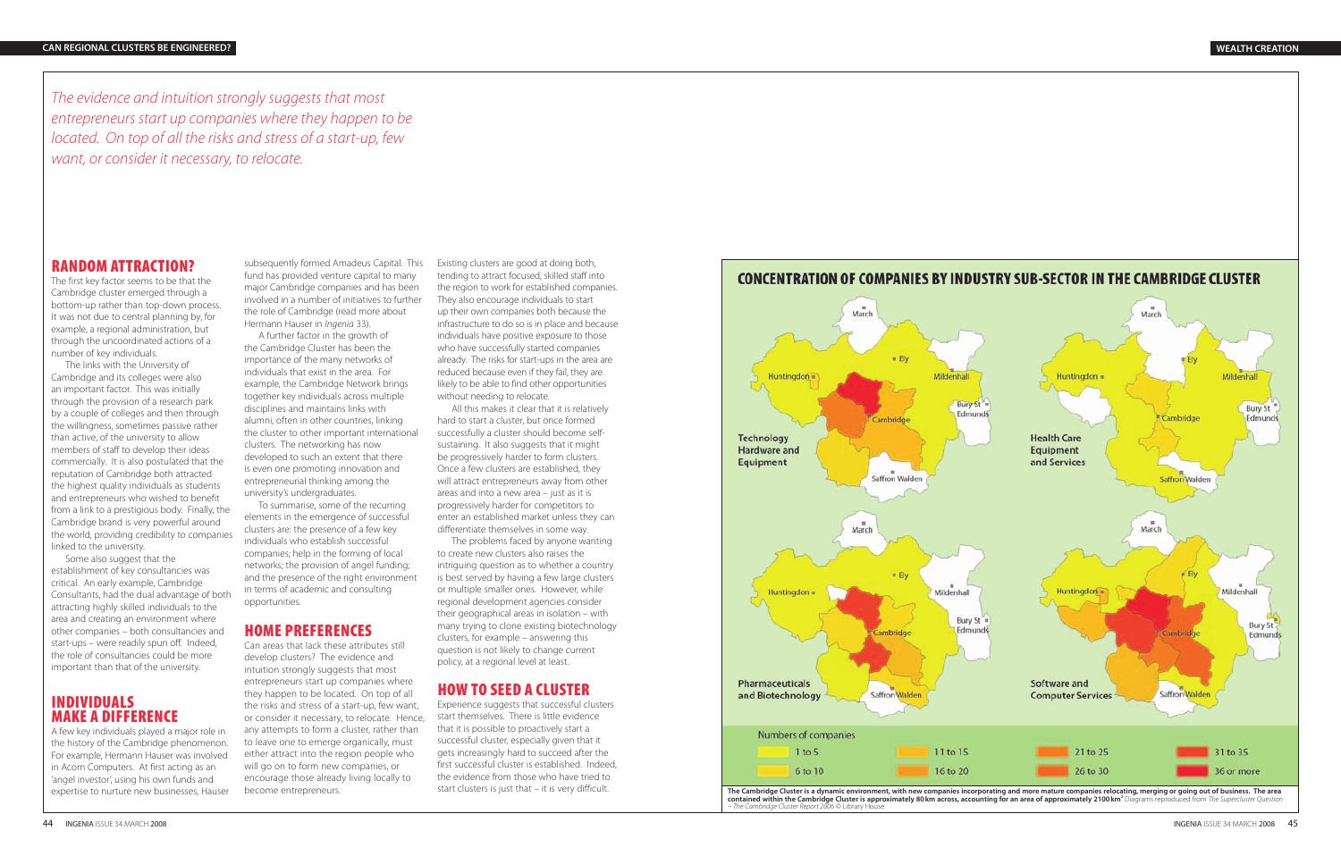*The evidence and intuition strongly suggests that most entrepreneurs start up companies where they happen to be located. On top of all the risks and stress of a start-up, few want, or consider it necessary, to relocate.*

## RANDOM ATTRACTION?

The first key factor seems to be that the Cambridge cluster emerged through a bottom-up rather than top-down process. It was not due to central planning by, for example, a regional administration, but through the uncoordinated actions of a number of key individuals.

The links with the University of Cambridge and its colleges were also an important factor. This was initially through the provision of a research park by a couple of colleges and then through the willingness, sometimes passive rather than active, of the university to allow members of staff to develop their ideas commercially. It is also postulated that the reputation of Cambridge both attracted the highest quality individuals as students and entrepreneurs who wished to benefit from a link to a prestigious body. Finally, the Cambridge brand is very powerful around the world, providing credibility to companies linked to the university.

Some also suggest that the establishment of key consultancies was critical. An early example, Cambridge Consultants, had the dual advantage of both attracting highly skilled individuals to the area and creating an environment where other companies – both consultancies and start-ups – were readily spun off. Indeed, the role of consultancies could be more important than that of the university.

## INDIVIDUALS MAKE A DIFFERENCE

A few key individuals played a major role in the history of the Cambridge phenomenon. For example, Hermann Hauser was involved in Acorn Computers. At first acting as an 'angel investor', using his own funds and expertise to nurture new businesses, Hauser subsequently formed Amadeus Capital. This fund has provided venture capital to many major Cambridge companies and has been involved in a number of initiatives to further the role of Cambridge (read more about Hermann Hauser in *Ingenia* 33).

A further factor in the growth of the Cambridge Cluster has been the importance of the many networks of individuals that exist in the area. For example, the Cambridge Network brings together key individuals across multiple disciplines and maintains links with alumni, often in other countries, linking the cluster to other important international clusters. The networking has now developed to such an extent that there is even one promoting innovation and entrepreneurial thinking among the university's undergraduates.

To summarise, some of the recurring elements in the emergence of successful clusters are: the presence of a few key individuals who establish successful companies; help in the forming of local networks; the provision of angel funding; and the presence of the right environment in terms of academic and consulting opportunities.

## HOME PREFERENCES

Can areas that lack these attributes still develop clusters? The evidence and intuition strongly suggests that most entrepreneurs start up companies where they happen to be located. On top of all the risks and stress of a start-up, few want, or consider it necessary, to relocate. Hence, any attempts to form a cluster, rather than to leave one to emerge organically, must either attract into the region people who will go on to form new companies, or encourage those already living locally to become entrepreneurs.

Existing clusters are good at doing both, tending to attract focused, skilled staff into the region to work for established companies. They also encourage individuals to start up their own companies both because the infrastructure to do so is in place and because individuals have positive exposure to those who have successfully started companies already. The risks for start-ups in the area are reduced because even if they fail, they are likely to be able to find other opportunities without needing to relocate.

All this makes it clear that it is relatively hard to start a cluster, but once formed successfully a cluster should become self-sustaining. It also suggests that it might be progressively harder to form clusters. Once a few clusters are established, they will attract entrepreneurs away from other areas and into a new area – just as it is progressively harder for competitors to enter an established market unless they can differentiate themselves in some way.

The problems faced by anyone wanting to create new clusters also raises the intriguing question as to whether a country is best served by having a few large clusters or multiple smaller ones. However, while regional development agencies consider their geographical areas in isolation – with many trying to clone existing biotechnology clusters, for example – answering this question is not likely to change current policy, at a regional level at least.

## HOW TO SEED A CLUSTER

Experience suggests that successful clusters start themselves. There is little evidence that it is possible to proactively start a successful cluster, especially given that it gets increasingly hard to succeed after the first successful cluster is established. Indeed, the evidence from those who have tried to start clusters is just that – it is very difficult.

## CONCENTRATION OF COMPANIES BY INDUSTRY SUB-SECTOR IN THE CAMBRIDGE CLUSTER

Maps: Technology Hardware and Equipment; Health Care Equipment and Services; Pharmaceuticals and Biotechnology; Software and Computer Services. Place labels: March, Ely, Huntingdon, Mildenhall, Cambridge, Bury St Edmunds, Saffron Walden.

Numbers of companies: 1 to 5; 6 to 10; 11 to 15; 16 to 20; 21 to 25; 26 to 30; 31 to 35; 36 or more

**The Cambridge Cluster is a dynamic environment, with new companies incorporating and more mature companies relocating, merging or going out of business. The area contained within the Cambridge Cluster is approximately 80 km across, accounting for an area of approximately 2100 km²** Diagrams reproduced from *The Supercluster Question – The Cambridge Cluster Report 2006* © Library House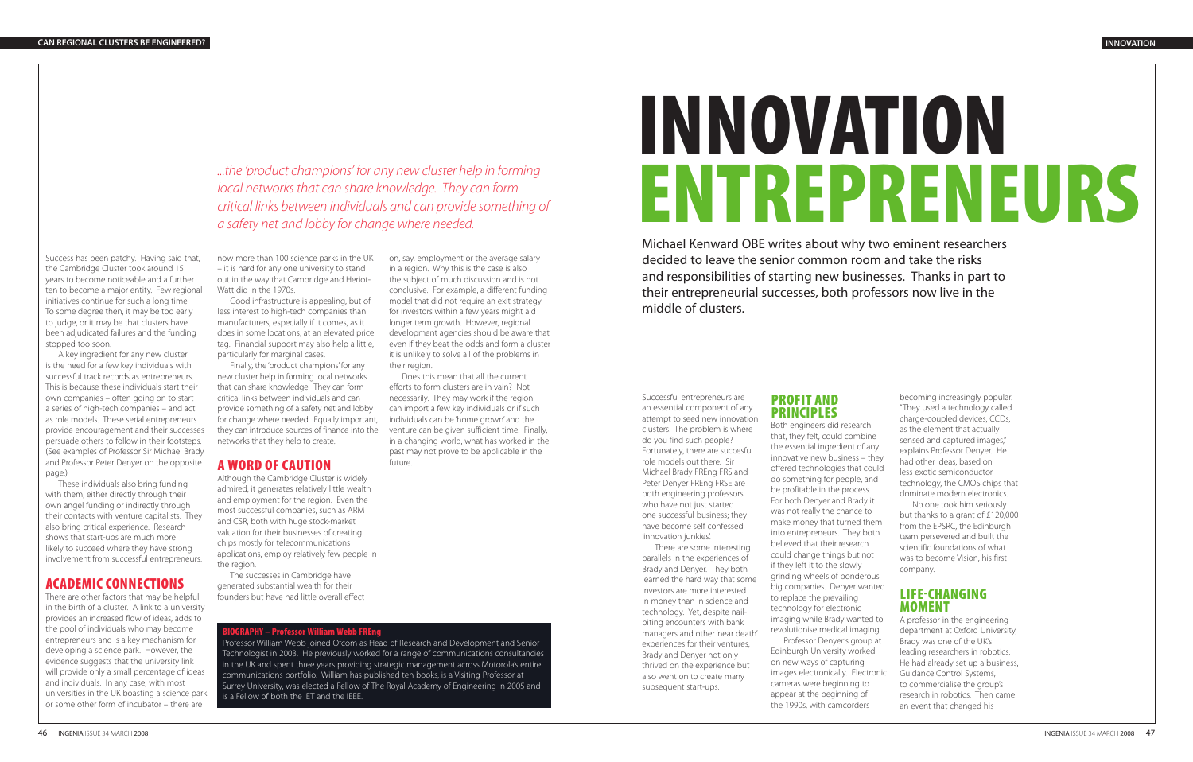...the 'product champions' for any new cluster help in forming local networks that can share knowledge. They can form critical links between individuals and can provide something of a safety net and lobby for change where needed.

Success has been patchy. Having said that, the Cambridge Cluster took around 15 years to become noticeable and a further ten to become a major entity. Few regional initiatives continue for such a long time. To some degree then, it may be too early to judge, or it may be that clusters have been adjudicated failures and the funding stopped too soon.

A key ingredient for any new cluster is the need for a few key individuals with successful track records as entrepreneurs. This is because these individuals start their own companies – often going on to start a series of high-tech companies – and act as role models. These serial entrepreneurs provide encouragement and their successes persuade others to follow in their footsteps. (See examples of Professor Sir Michael Brady and Professor Peter Denyer on the opposite page.)

These individuals also bring funding with them, either directly through their own angel funding or indirectly through their contacts with venture capitalists. They also bring critical experience. Research shows that start-ups are much more likely to succeed where they have strong involvement from successful entrepreneurs.

## ACADEMIC CONNECTIONS

There are other factors that may be helpful in the birth of a cluster. A link to a university provides an increased flow of ideas, adds to the pool of individuals who may become entrepreneurs and is a key mechanism for developing a science park. However, the evidence suggests that the university link will provide only a small percentage of ideas and individuals. In any case, with most universities in the UK boasting a science park or some other form of incubator – there are now more than 100 science parks in the UK – it is hard for any one university to stand out in the way that Cambridge and Heriot-Watt did in the 1970s.

Good infrastructure is appealing, but of less interest to high-tech companies than manufacturers, especially if it comes, as it does in some locations, at an elevated price tag. Financial support may also help a little, particularly for marginal cases.

Finally, the 'product champions' for any new cluster help in forming local networks that can share knowledge. They can form critical links between individuals and can provide something of a safety net and lobby for change where needed. Equally important, they can introduce sources of finance into the networks that they help to create.

## A WORD OF CAUTION

Although the Cambridge Cluster is widely admired, it generates relatively little wealth and employment for the region. Even the most successful companies, such as ARM and CSR, both with huge stock-market valuation for their businesses of creating chips mostly for telecommunications applications, employ relatively few people in the region.

The successes in Cambridge have generated substantial wealth for their founders but have had little overall effect on, say, employment or the average salary in a region. Why this is the case is also the subject of much discussion and is not conclusive. For example, a different funding model that did not require an exit strategy for investors within a few years might aid longer term growth. However, regional development agencies should be aware that even if they beat the odds and form a cluster it is unlikely to solve all of the problems in their region.

Does this mean that all the current efforts to form clusters are in vain? Not necessarily. They may work if the region can import a few key individuals or if such individuals can be 'home grown' and the venture can be given sufficient time. Finally, in a changing world, what has worked in the past may not prove to be applicable in the future.

**BIOGRAPHY – Professor William Webb FREng**

Professor William Webb joined Ofcom as Head of Research and Development and Senior Technologist in 2003. He previously worked for a range of communications consultancies in the UK and spent three years providing strategic management across Motorola's entire communications portfolio. William has published ten books, is a Visiting Professor at Surrey University, was elected a Fellow of The Royal Academy of Engineering in 2005 and is a Fellow of both the IET and the IEEE.

# INNOVATION ENTREPRENEURS

Michael Kenward OBE writes about why two eminent researchers decided to leave the senior common room and take the risks and responsibilities of starting new businesses. Thanks in part to their entrepreneurial successes, both professors now live in the middle of clusters.

Successful entrepreneurs are an essential component of any attempt to seed new innovation clusters. The problem is where do you find such people? Fortunately, there are succesful role models out there. Sir Michael Brady FREng FRS and Peter Denyer FREng FRSE are both engineering professors who have not just started one successful business; they have become self confessed 'innovation junkies'.

There are some interesting parallels in the experiences of Brady and Denyer. They both learned the hard way that some investors are more interested in money than in science and technology. Yet, despite nail-biting encounters with bank managers and other 'near death' experiences for their ventures, Brady and Denyer not only thrived on the experience but also went on to create many subsequent start-ups.

## PROFIT AND PRINCIPLES

Both engineers did research that, they felt, could combine the essential ingredient of any innovative new business – they offered technologies that could do something for people, and be profitable in the process. For both Denyer and Brady it was not really the chance to make money that turned them into entrepreneurs. They both believed that their research could change things but not if they left it to the slowly grinding wheels of ponderous big companies. Denyer wanted to replace the prevailing technology for electronic imaging while Brady wanted to revolutionise medical imaging.

Professor Denyer's group at Edinburgh University worked on new ways of capturing images electronically. Electronic cameras were beginning to appear at the beginning of the 1990s, with camcorders becoming increasingly popular. "They used a technology called charge-coupled devices, CCDs, as the element that actually sensed and captured images," explains Professor Denyer. He had other ideas, based on less exotic semiconductor technology, the CMOS chips that dominate modern electronics.

No one took him seriously but thanks to a grant of £120,000 from the EPSRC, the Edinburgh team persevered and built the scientific foundations of what was to become Vision, his first company.

## LIFE-CHANGING MOMENT

A professor in the engineering department at Oxford University, Brady was one of the UK's leading researchers in robotics. He had already set up a business, Guidance Control Systems, to commercialise the group's research in robotics. Then came an event that changed his